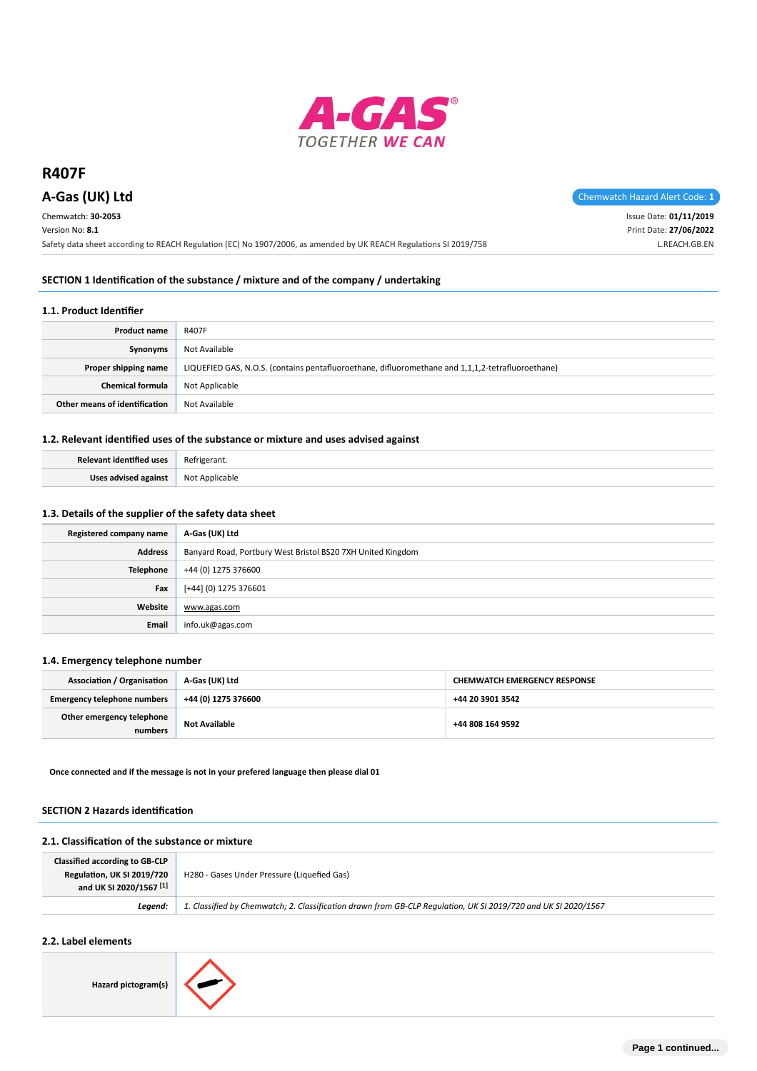# R407F

## A-Gas (UK) Ltd

Chemwatch Hazard Alert Code: **1**

Chemwatch: **30-2053**
Version No: **8.1**
Safety data sheet according to REACH Regulation (EC) No 1907/2006, as amended by UK REACH Regulations SI 2019/758

Issue Date: **01/11/2019**
Print Date: **27/06/2022**
L.REACH.GB.EN

## SECTION 1 Identification of the substance / mixture and of the company / undertaking

### 1.1. Product Identifier

| | |
|---|---|
| **Product name** | R407F |
| **Synonyms** | Not Available |
| **Proper shipping name** | LIQUEFIED GAS, N.O.S. (contains pentafluoroethane, difluoromethane and 1,1,1,2-tetrafluoroethane) |
| **Chemical formula** | Not Applicable |
| **Other means of identification** | Not Available |

### 1.2. Relevant identified uses of the substance or mixture and uses advised against

| | |
|---|---|
| **Relevant identified uses** | Refrigerant. |
| **Uses advised against** | Not Applicable |

### 1.3. Details of the supplier of the safety data sheet

| | |
|---|---|
| **Registered company name** | **A-Gas (UK) Ltd** |
| **Address** | Banyard Road, Portbury West Bristol BS20 7XH United Kingdom |
| **Telephone** | +44 (0) 1275 376600 |
| **Fax** | [+44] (0) 1275 376601 |
| **Website** | www.agas.com |
| **Email** | info.uk@agas.com |

### 1.4. Emergency telephone number

| | | |
|---|---|---|
| **Association / Organisation** | **A-Gas (UK) Ltd** | **CHEMWATCH EMERGENCY RESPONSE** |
| **Emergency telephone numbers** | **+44 (0) 1275 376600** | **+44 20 3901 3542** |
| **Other emergency telephone numbers** | **Not Available** | **+44 808 164 9592** |

**Once connected and if the message is not in your prefered language then please dial 01**

## SECTION 2 Hazards identification

### 2.1. Classification of the substance or mixture

| | |
|---|---|
| **Classified according to GB-CLP Regulation, UK SI 2019/720 and UK SI 2020/1567 [1]** | H280 - Gases Under Pressure (Liquefied Gas) |
| ***Legend:*** | *1. Classified by Chemwatch; 2. Classification drawn from GB-CLP Regulation, UK SI 2019/720 and UK SI 2020/1567* |

### 2.2. Label elements

| | |
|---|---|
| **Hazard pictogram(s)** | |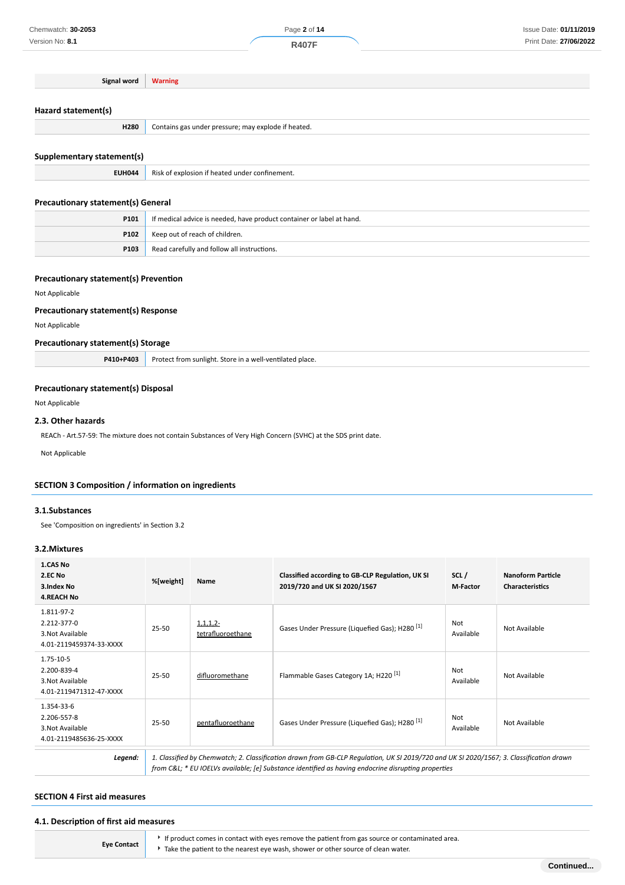| Signal word | Warning |
|---|---|

### Hazard statement(s)

| | |
|---|---|
| **H280** | Contains gas under pressure; may explode if heated. |

### Supplementary statement(s)

| | |
|---|---|
| **EUH044** | Risk of explosion if heated under confinement. |

### Precautionary statement(s) General

| | |
|---|---|
| **P101** | If medical advice is needed, have product container or label at hand. |
| **P102** | Keep out of reach of children. |
| **P103** | Read carefully and follow all instructions. |

### Precautionary statement(s) Prevention

Not Applicable

### Precautionary statement(s) Response

Not Applicable

### Precautionary statement(s) Storage

| | |
|---|---|
| **P410+P403** | Protect from sunlight. Store in a well-ventilated place. |

### Precautionary statement(s) Disposal

Not Applicable

### 2.3. Other hazards

REACh - Art.57-59: The mixture does not contain Substances of Very High Concern (SVHC) at the SDS print date.

Not Applicable

## SECTION 3 Composition / information on ingredients

### 3.1.Substances

See 'Composition on ingredients' in Section 3.2

### 3.2.Mixtures

| 1.CAS No<br>2.EC No<br>3.Index No<br>4.REACH No | %[weight] | Name | Classified according to GB-CLP Regulation, UK SI 2019/720 and UK SI 2020/1567 | SCL / M-Factor | Nanoform Particle Characteristics |
|---|---|---|---|---|---|
| 1.811-97-2<br>2.212-377-0<br>3.Not Available<br>4.01-2119459374-33-XXXX | 25-50 | 1,1,1,2-tetrafluoroethane | Gases Under Pressure (Liquefied Gas); H280 [1] | Not Available | Not Available |
| 1.75-10-5<br>2.200-839-4<br>3.Not Available<br>4.01-2119471312-47-XXXX | 25-50 | difluoromethane | Flammable Gases Category 1A; H220 [1] | Not Available | Not Available |
| 1.354-33-6<br>2.206-557-8<br>3.Not Available<br>4.01-2119485636-25-XXXX | 25-50 | pentafluoroethane | Gases Under Pressure (Liquefied Gas); H280 [1] | Not Available | Not Available |

***Legend:*** *1. Classified by Chemwatch; 2. Classification drawn from GB-CLP Regulation, UK SI 2019/720 and UK SI 2020/1567; 3. Classification drawn from C&L; * EU IOELVs available; [e] Substance identified as having endocrine disrupting properties*

## SECTION 4 First aid measures

### 4.1. Description of first aid measures

| | |
|---|---|
| **Eye Contact** | ▸ If product comes in contact with eyes remove the patient from gas source or contaminated area.<br>▸ Take the patient to the nearest eye wash, shower or other source of clean water. |

Continued...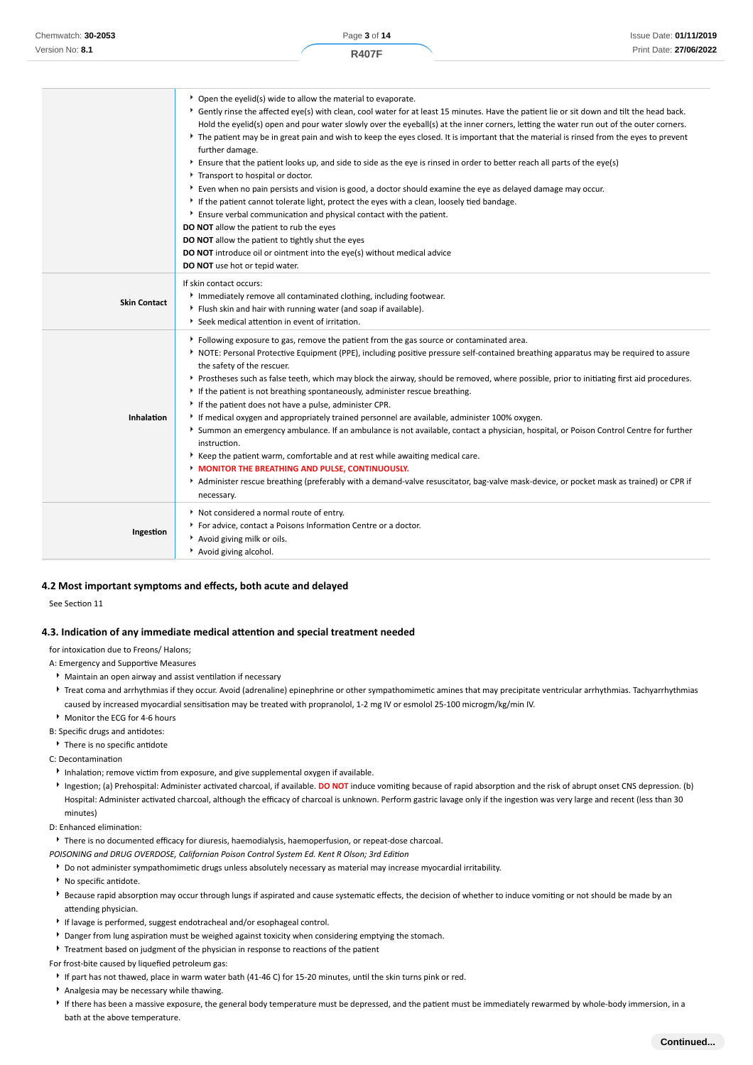|  |  |
|---|---|
|  | ‣ Open the eyelid(s) wide to allow the material to evaporate.<br>‣ Gently rinse the affected eye(s) with clean, cool water for at least 15 minutes. Have the patient lie or sit down and tilt the head back. Hold the eyelid(s) open and pour water slowly over the eyeball(s) at the inner corners, letting the water run out of the outer corners.<br>‣ The patient may be in great pain and wish to keep the eyes closed. It is important that the material is rinsed from the eyes to prevent further damage.<br>‣ Ensure that the patient looks up, and side to side as the eye is rinsed in order to better reach all parts of the eye(s)<br>‣ Transport to hospital or doctor.<br>‣ Even when no pain persists and vision is good, a doctor should examine the eye as delayed damage may occur.<br>‣ If the patient cannot tolerate light, protect the eyes with a clean, loosely tied bandage.<br>‣ Ensure verbal communication and physical contact with the patient.<br>**DO NOT** allow the patient to rub the eyes<br>**DO NOT** allow the patient to tightly shut the eyes<br>**DO NOT** introduce oil or ointment into the eye(s) without medical advice<br>**DO NOT** use hot or tepid water. |
| **Skin Contact** | If skin contact occurs:<br>‣ Immediately remove all contaminated clothing, including footwear.<br>‣ Flush skin and hair with running water (and soap if available).<br>‣ Seek medical attention in event of irritation. |
| **Inhalation** | ‣ Following exposure to gas, remove the patient from the gas source or contaminated area.<br>‣ NOTE: Personal Protective Equipment (PPE), including positive pressure self-contained breathing apparatus may be required to assure the safety of the rescuer.<br>‣ Prostheses such as false teeth, which may block the airway, should be removed, where possible, prior to initiating first aid procedures.<br>‣ If the patient is not breathing spontaneously, administer rescue breathing.<br>‣ If the patient does not have a pulse, administer CPR.<br>‣ If medical oxygen and appropriately trained personnel are available, administer 100% oxygen.<br>‣ Summon an emergency ambulance. If an ambulance is not available, contact a physician, hospital, or Poison Control Centre for further instruction.<br>‣ Keep the patient warm, comfortable and at rest while awaiting medical care.<br>‣ **MONITOR THE BREATHING AND PULSE, CONTINUOUSLY.**<br>‣ Administer rescue breathing (preferably with a demand-valve resuscitator, bag-valve mask-device, or pocket mask as trained) or CPR if necessary. |
| **Ingestion** | ‣ Not considered a normal route of entry.<br>‣ For advice, contact a Poisons Information Centre or a doctor.<br>‣ Avoid giving milk or oils.<br>‣ Avoid giving alcohol. |

### 4.2 Most important symptoms and effects, both acute and delayed

See Section 11

### 4.3. Indication of any immediate medical attention and special treatment needed

for intoxication due to Freons/ Halons;

A: Emergency and Supportive Measures

- Maintain an open airway and assist ventilation if necessary
- Treat coma and arrhythmias if they occur. Avoid (adrenaline) epinephrine or other sympathomimetic amines that may precipitate ventricular arrhythmias. Tachyarrhythmias caused by increased myocardial sensitisation may be treated with propranolol, 1-2 mg IV or esmolol 25-100 microgm/kg/min IV.
- Monitor the ECG for 4-6 hours

B: Specific drugs and antidotes:

- There is no specific antidote

C: Decontamination

- Inhalation; remove victim from exposure, and give supplemental oxygen if available.
- Ingestion; (a) Prehospital: Administer activated charcoal, if available. **DO NOT** induce vomiting because of rapid absorption and the risk of abrupt onset CNS depression. (b) Hospital: Administer activated charcoal, although the efficacy of charcoal is unknown. Perform gastric lavage only if the ingestion was very large and recent (less than 30 minutes)

D: Enhanced elimination:

- There is no documented efficacy for diuresis, haemodialysis, haemoperfusion, or repeat-dose charcoal.

*POISONING and DRUG OVERDOSE, Californian Poison Control System Ed. Kent R Olson; 3rd Edition*

- Do not administer sympathomimetic drugs unless absolutely necessary as material may increase myocardial irritability.
- No specific antidote.
- Because rapid absorption may occur through lungs if aspirated and cause systematic effects, the decision of whether to induce vomiting or not should be made by an attending physician.
- If lavage is performed, suggest endotracheal and/or esophageal control.
- Danger from lung aspiration must be weighed against toxicity when considering emptying the stomach.
- Treatment based on judgment of the physician in response to reactions of the patient

For frost-bite caused by liquefied petroleum gas:

- If part has not thawed, place in warm water bath (41-46 C) for 15-20 minutes, until the skin turns pink or red.
- Analgesia may be necessary while thawing.
- If there has been a massive exposure, the general body temperature must be depressed, and the patient must be immediately rewarmed by whole-body immersion, in a bath at the above temperature.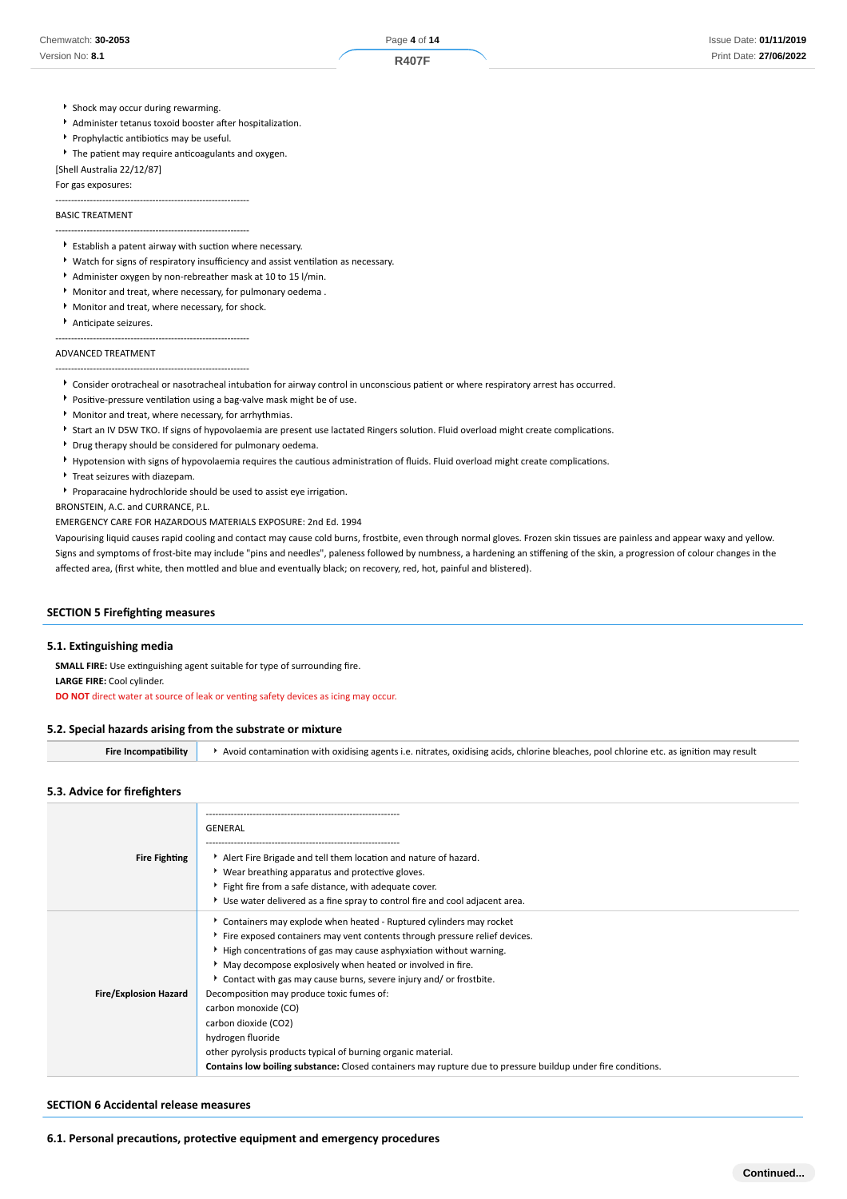- Shock may occur during rewarming.
- Administer tetanus toxoid booster after hospitalization.
- Prophylactic antibiotics may be useful.
- The patient may require anticoagulants and oxygen.

[Shell Australia 22/12/87]

For gas exposures:

--------------------------------------------------------------

BASIC TREATMENT

--------------------------------------------------------------

- Establish a patent airway with suction where necessary.
- Watch for signs of respiratory insufficiency and assist ventilation as necessary.
- Administer oxygen by non-rebreather mask at 10 to 15 l/min.
- Monitor and treat, where necessary, for pulmonary oedema .
- Monitor and treat, where necessary, for shock.
- Anticipate seizures.

--------------------------------------------------------------

ADVANCED TREATMENT

--------------------------------------------------------------

- Consider orotracheal or nasotracheal intubation for airway control in unconscious patient or where respiratory arrest has occurred.
- Positive-pressure ventilation using a bag-valve mask might be of use.
- Monitor and treat, where necessary, for arrhythmias.
- Start an IV D5W TKO. If signs of hypovolaemia are present use lactated Ringers solution. Fluid overload might create complications.
- Drug therapy should be considered for pulmonary oedema.
- Hypotension with signs of hypovolaemia requires the cautious administration of fluids. Fluid overload might create complications.
- Treat seizures with diazepam.
- Proparacaine hydrochloride should be used to assist eye irrigation.

BRONSTEIN, A.C. and CURRANCE, P.L.

EMERGENCY CARE FOR HAZARDOUS MATERIALS EXPOSURE: 2nd Ed. 1994

Vapourising liquid causes rapid cooling and contact may cause cold burns, frostbite, even through normal gloves. Frozen skin tissues are painless and appear waxy and yellow. Signs and symptoms of frost-bite may include "pins and needles", paleness followed by numbness, a hardening an stiffening of the skin, a progression of colour changes in the affected area, (first white, then mottled and blue and eventually black; on recovery, red, hot, painful and blistered).

## SECTION 5 Firefighting measures

### 5.1. Extinguishing media

**SMALL FIRE:** Use extinguishing agent suitable for type of surrounding fire.

**LARGE FIRE:** Cool cylinder.

**DO NOT** direct water at source of leak or venting safety devices as icing may occur.

### 5.2. Special hazards arising from the substrate or mixture

| | |
|---|---|
| **Fire Incompatibility** | Avoid contamination with oxidising agents i.e. nitrates, oxidising acids, chlorine bleaches, pool chlorine etc. as ignition may result |

### 5.3. Advice for firefighters

| | |
|---|---|
| **Fire Fighting** | -------------------------------------------------------------- <br> GENERAL <br> -------------------------------------------------------------- <br> - Alert Fire Brigade and tell them location and nature of hazard. <br> - Wear breathing apparatus and protective gloves. <br> - Fight fire from a safe distance, with adequate cover. <br> - Use water delivered as a fine spray to control fire and cool adjacent area. |
| **Fire/Explosion Hazard** | - Containers may explode when heated - Ruptured cylinders may rocket <br> - Fire exposed containers may vent contents through pressure relief devices. <br> - High concentrations of gas may cause asphyxiation without warning. <br> - May decompose explosively when heated or involved in fire. <br> - Contact with gas may cause burns, severe injury and/ or frostbite. <br> Decomposition may produce toxic fumes of: <br> carbon monoxide (CO) <br> carbon dioxide ($CO_2$) <br> hydrogen fluoride <br> other pyrolysis products typical of burning organic material. <br> **Contains low boiling substance:** Closed containers may rupture due to pressure buildup under fire conditions. |

## SECTION 6 Accidental release measures

### 6.1. Personal precautions, protective equipment and emergency procedures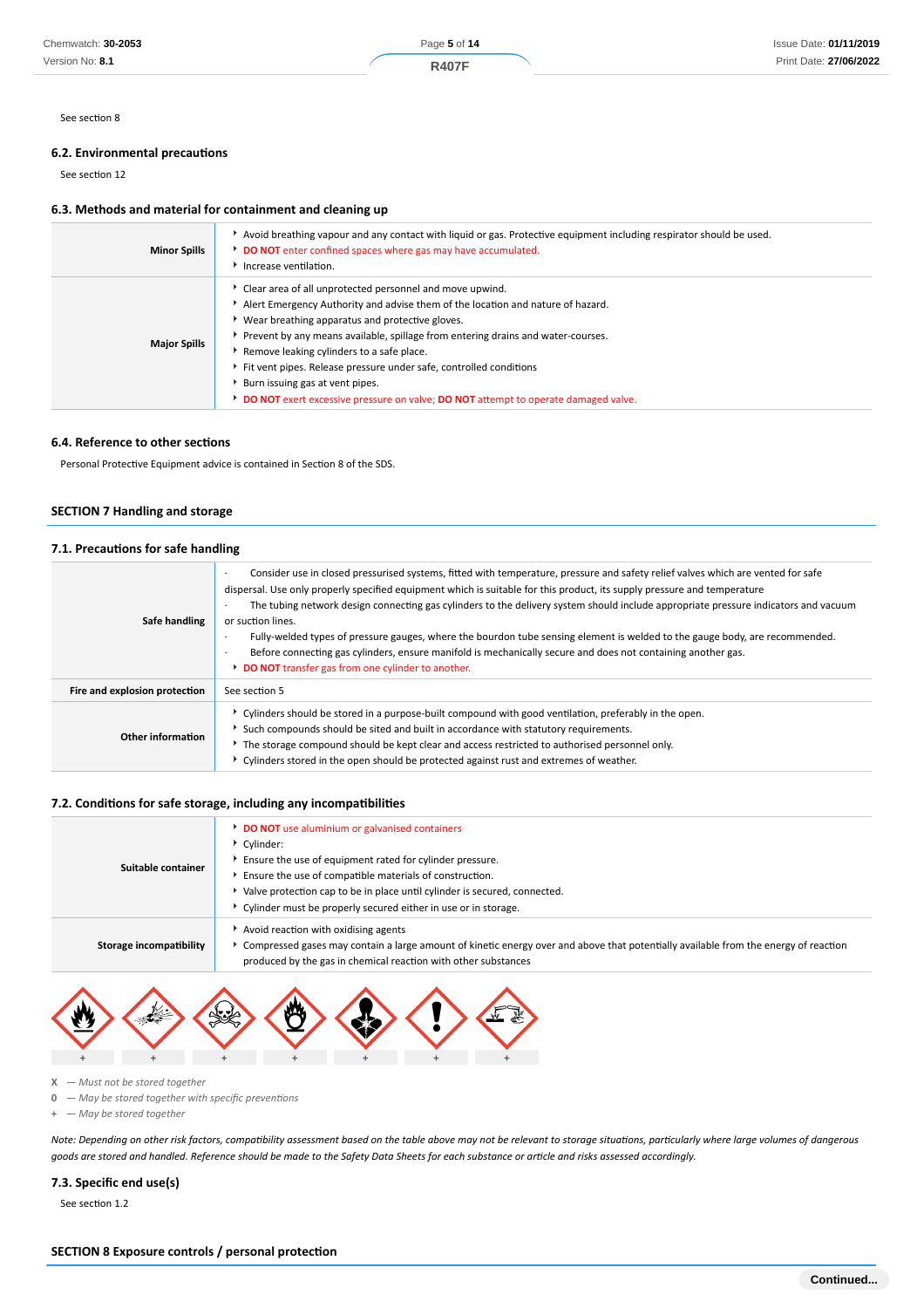See section 8

### 6.2. Environmental precautions

See section 12

### 6.3. Methods and material for containment and cleaning up

| | |
|---|---|
| **Minor Spills** | ‣ Avoid breathing vapour and any contact with liquid or gas. Protective equipment including respirator should be used.<br>‣ **DO NOT** enter confined spaces where gas may have accumulated.<br>‣ Increase ventilation. |
| **Major Spills** | ‣ Clear area of all unprotected personnel and move upwind.<br>‣ Alert Emergency Authority and advise them of the location and nature of hazard.<br>‣ Wear breathing apparatus and protective gloves.<br>‣ Prevent by any means available, spillage from entering drains and water-courses.<br>‣ Remove leaking cylinders to a safe place.<br>‣ Fit vent pipes. Release pressure under safe, controlled conditions<br>‣ Burn issuing gas at vent pipes.<br>‣ **DO NOT** exert excessive pressure on valve; **DO NOT** attempt to operate damaged valve. |

### 6.4. Reference to other sections

Personal Protective Equipment advice is contained in Section 8 of the SDS.

## SECTION 7 Handling and storage

### 7.1. Precautions for safe handling

| | |
|---|---|
| **Safe handling** | · Consider use in closed pressurised systems, fitted with temperature, pressure and safety relief valves which are vented for safe dispersal. Use only properly specified equipment which is suitable for this product, its supply pressure and temperature<br>· The tubing network design connecting gas cylinders to the delivery system should include appropriate pressure indicators and vacuum or suction lines.<br>· Fully-welded types of pressure gauges, where the bourdon tube sensing element is welded to the gauge body, are recommended.<br>· Before connecting gas cylinders, ensure manifold is mechanically secure and does not containing another gas.<br>‣ **DO NOT** transfer gas from one cylinder to another. |
| **Fire and explosion protection** | See section 5 |
| **Other information** | ‣ Cylinders should be stored in a purpose-built compound with good ventilation, preferably in the open.<br>‣ Such compounds should be sited and built in accordance with statutory requirements.<br>‣ The storage compound should be kept clear and access restricted to authorised personnel only.<br>‣ Cylinders stored in the open should be protected against rust and extremes of weather. |

### 7.2. Conditions for safe storage, including any incompatibilities

| | |
|---|---|
| **Suitable container** | ‣ **DO NOT** use aluminium or galvanised containers<br>‣ Cylinder:<br>‣ Ensure the use of equipment rated for cylinder pressure.<br>‣ Ensure the use of compatible materials of construction.<br>‣ Valve protection cap to be in place until cylinder is secured, connected.<br>‣ Cylinder must be properly secured either in use or in storage. |
| **Storage incompatibility** | ‣ Avoid reaction with oxidising agents<br>‣ Compressed gases may contain a large amount of kinetic energy over and above that potentially available from the energy of reaction produced by the gas in chemical reaction with other substances |

| | | | | | | |
|---|---|---|---|---|---|---|
| + | + | + | + | + | + | + |

X — *Must not be stored together*
0 — *May be stored together with specific preventions*
\+ — *May be stored together*

*Note: Depending on other risk factors, compatibility assessment based on the table above may not be relevant to storage situations, particularly where large volumes of dangerous goods are stored and handled. Reference should be made to the Safety Data Sheets for each substance or article and risks assessed accordingly.*

### 7.3. Specific end use(s)

See section 1.2

## SECTION 8 Exposure controls / personal protection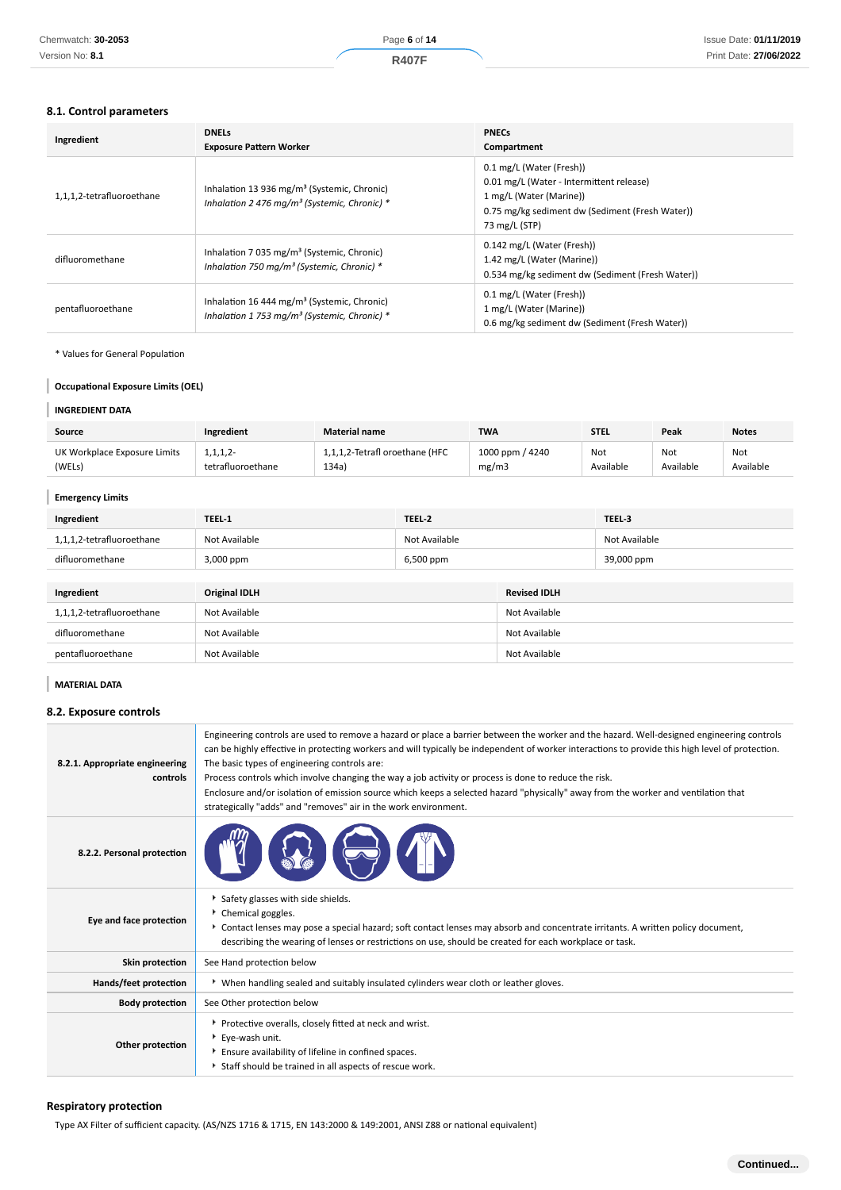## 8.1. Control parameters

| Ingredient | DNELs<br>Exposure Pattern Worker | PNECs<br>Compartment |
|---|---|---|
| 1,1,1,2-tetrafluoroethane | Inhalation 13 936 mg/m³ (Systemic, Chronic)<br>*Inhalation 2 476 mg/m³ (Systemic, Chronic) ** | 0.1 mg/L (Water (Fresh))<br>0.01 mg/L (Water - Intermittent release)<br>1 mg/L (Water (Marine))<br>0.75 mg/kg sediment dw (Sediment (Fresh Water))<br>73 mg/L (STP) |
| difluoromethane | Inhalation 7 035 mg/m³ (Systemic, Chronic)<br>*Inhalation 750 mg/m³ (Systemic, Chronic) ** | 0.142 mg/L (Water (Fresh))<br>1.42 mg/L (Water (Marine))<br>0.534 mg/kg sediment dw (Sediment (Fresh Water)) |
| pentafluoroethane | Inhalation 16 444 mg/m³ (Systemic, Chronic)<br>*Inhalation 1 753 mg/m³ (Systemic, Chronic) ** | 0.1 mg/L (Water (Fresh))<br>1 mg/L (Water (Marine))<br>0.6 mg/kg sediment dw (Sediment (Fresh Water)) |

* Values for General Population

### Occupational Exposure Limits (OEL)

#### INGREDIENT DATA

| Source | Ingredient | Material name | TWA | STEL | Peak | Notes |
|---|---|---|---|---|---|---|
| UK Workplace Exposure Limits (WELs) | 1,1,1,2-tetrafluoroethane | 1,1,1,2-Tetrafl oroethane (HFC 134a) | 1000 ppm / 4240 mg/m3 | Not Available | Not Available | Not Available |

#### Emergency Limits

| Ingredient | TEEL-1 | TEEL-2 | TEEL-3 |
|---|---|---|---|
| 1,1,1,2-tetrafluoroethane | Not Available | Not Available | Not Available |
| difluoromethane | 3,000 ppm | 6,500 ppm | 39,000 ppm |

| Ingredient | Original IDLH | Revised IDLH |
|---|---|---|
| 1,1,1,2-tetrafluoroethane | Not Available | Not Available |
| difluoromethane | Not Available | Not Available |
| pentafluoroethane | Not Available | Not Available |

#### MATERIAL DATA

## 8.2. Exposure controls

| | |
|---|---|
| **8.2.1. Appropriate engineering controls** | Engineering controls are used to remove a hazard or place a barrier between the worker and the hazard. Well-designed engineering controls can be highly effective in protecting workers and will typically be independent of worker interactions to provide this high level of protection.<br>The basic types of engineering controls are:<br>Process controls which involve changing the way a job activity or process is done to reduce the risk.<br>Enclosure and/or isolation of emission source which keeps a selected hazard "physically" away from the worker and ventilation that strategically "adds" and "removes" air in the work environment. |
| **8.2.2. Personal protection** | |
| **Eye and face protection** | ▸ Safety glasses with side shields.<br>▸ Chemical goggles.<br>▸ Contact lenses may pose a special hazard; soft contact lenses may absorb and concentrate irritants. A written policy document, describing the wearing of lenses or restrictions on use, should be created for each workplace or task. |
| **Skin protection** | See Hand protection below |
| **Hands/feet protection** | ▸ When handling sealed and suitably insulated cylinders wear cloth or leather gloves. |
| **Body protection** | See Other protection below |
| **Other protection** | ▸ Protective overalls, closely fitted at neck and wrist.<br>▸ Eye-wash unit.<br>▸ Ensure availability of lifeline in confined spaces.<br>▸ Staff should be trained in all aspects of rescue work. |

### Respiratory protection

Type AX Filter of sufficient capacity. (AS/NZS 1716 & 1715, EN 143:2000 & 149:2001, ANSI Z88 or national equivalent)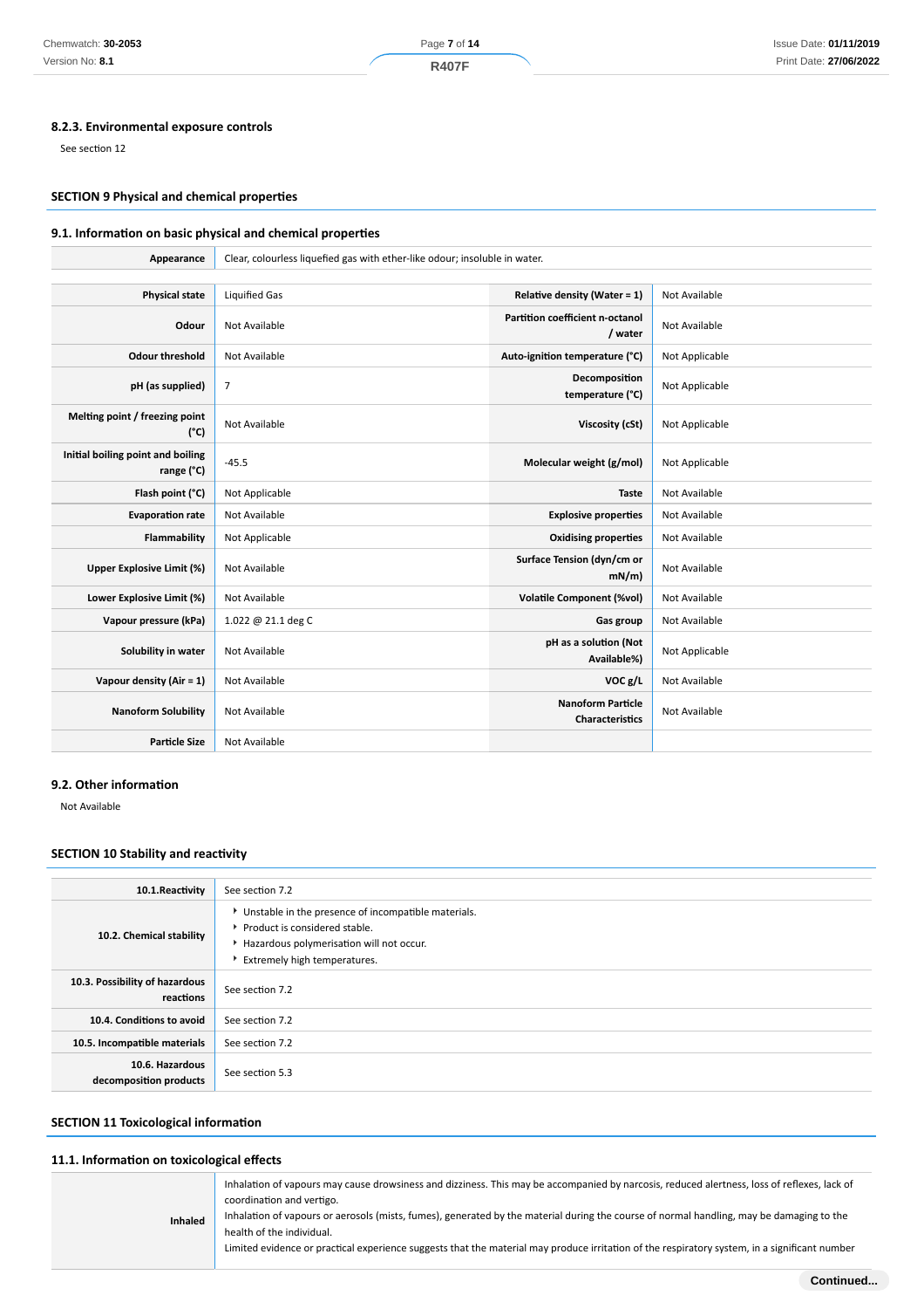### 8.2.3. Environmental exposure controls

See section 12

## SECTION 9 Physical and chemical properties

### 9.1. Information on basic physical and chemical properties

| **Appearance** | Clear, colourless liquefied gas with ether-like odour; insoluble in water. | | |
|---|---|---|---|
| **Physical state** | Liquified Gas | **Relative density (Water = 1)** | Not Available |
| **Odour** | Not Available | **Partition coefficient n-octanol / water** | Not Available |
| **Odour threshold** | Not Available | **Auto-ignition temperature (°C)** | Not Applicable |
| **pH (as supplied)** | 7 | **Decomposition temperature (°C)** | Not Applicable |
| **Melting point / freezing point (°C)** | Not Available | **Viscosity (cSt)** | Not Applicable |
| **Initial boiling point and boiling range (°C)** | -45.5 | **Molecular weight (g/mol)** | Not Applicable |
| **Flash point (°C)** | Not Applicable | **Taste** | Not Available |
| **Evaporation rate** | Not Available | **Explosive properties** | Not Available |
| **Flammability** | Not Applicable | **Oxidising properties** | Not Available |
| **Upper Explosive Limit (%)** | Not Available | **Surface Tension (dyn/cm or mN/m)** | Not Available |
| **Lower Explosive Limit (%)** | Not Available | **Volatile Component (%vol)** | Not Available |
| **Vapour pressure (kPa)** | 1.022 @ 21.1 deg C | **Gas group** | Not Available |
| **Solubility in water** | Not Available | **pH as a solution (Not Available%)** | Not Applicable |
| **Vapour density (Air = 1)** | Not Available | **VOC g/L** | Not Available |
| **Nanoform Solubility** | Not Available | **Nanoform Particle Characteristics** | Not Available |
| **Particle Size** | Not Available | | |

### 9.2. Other information

Not Available

## SECTION 10 Stability and reactivity

| | |
|---|---|
| **10.1.Reactivity** | See section 7.2 |
| **10.2. Chemical stability** | ‣ Unstable in the presence of incompatible materials.<br>‣ Product is considered stable.<br>‣ Hazardous polymerisation will not occur.<br>‣ Extremely high temperatures. |
| **10.3. Possibility of hazardous reactions** | See section 7.2 |
| **10.4. Conditions to avoid** | See section 7.2 |
| **10.5. Incompatible materials** | See section 7.2 |
| **10.6. Hazardous decomposition products** | See section 5.3 |

## SECTION 11 Toxicological information

### 11.1. Information on toxicological effects

| | |
|---|---|
| **Inhaled** | Inhalation of vapours may cause drowsiness and dizziness. This may be accompanied by narcosis, reduced alertness, loss of reflexes, lack of coordination and vertigo.<br>Inhalation of vapours or aerosols (mists, fumes), generated by the material during the course of normal handling, may be damaging to the health of the individual.<br>Limited evidence or practical experience suggests that the material may produce irritation of the respiratory system, in a significant number |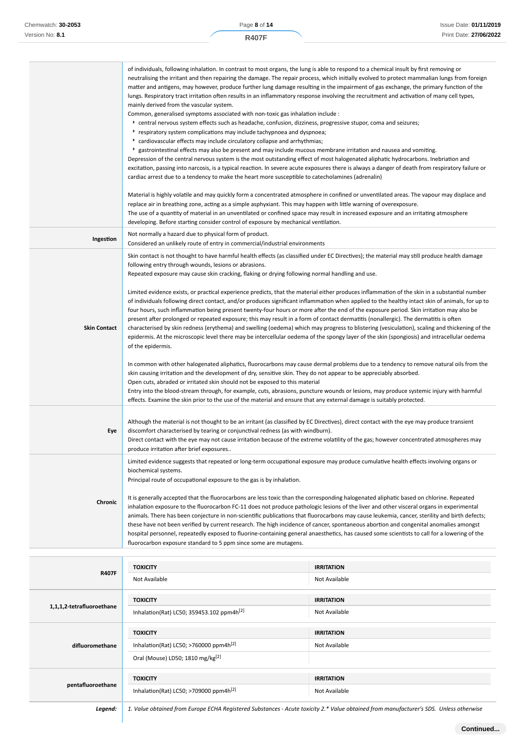| | |
|---|---|
| | of individuals, following inhalation. In contrast to most organs, the lung is able to respond to a chemical insult by first removing or neutralising the irritant and then repairing the damage. The repair process, which initially evolved to protect mammalian lungs from foreign matter and antigens, may however, produce further lung damage resulting in the impairment of gas exchange, the primary function of the lungs. Respiratory tract irritation often results in an inflammatory response involving the recruitment and activation of many cell types, mainly derived from the vascular system.<br>Common, generalised symptoms associated with non-toxic gas inhalation include :<br>‣ central nervous system effects such as headache, confusion, dizziness, progressive stupor, coma and seizures;<br>‣ respiratory system complications may include tachypnoea and dyspnoea;<br>‣ cardiovascular effects may include circulatory collapse and arrhythmias;<br>‣ gastrointestinal effects may also be present and may include mucous membrane irritation and nausea and vomiting.<br>Depression of the central nervous system is the most outstanding effect of most halogenated aliphatic hydrocarbons. Inebriation and excitation, passing into narcosis, is a typical reaction. In severe acute exposures there is always a danger of death from respiratory failure or cardiac arrest due to a tendency to make the heart more susceptible to catecholamines (adrenalin)<br><br>Material is highly volatile and may quickly form a concentrated atmosphere in confined or unventilated areas. The vapour may displace and replace air in breathing zone, acting as a simple asphyxiant. This may happen with little warning of overexposure.<br>The use of a quantity of material in an unventilated or confined space may result in increased exposure and an irritating atmosphere developing. Before starting consider control of exposure by mechanical ventilation. |
| **Ingestion** | Not normally a hazard due to physical form of product.<br>Considered an unlikely route of entry in commercial/industrial environments |
| **Skin Contact** | Skin contact is not thought to have harmful health effects (as classified under EC Directives); the material may still produce health damage following entry through wounds, lesions or abrasions.<br>Repeated exposure may cause skin cracking, flaking or drying following normal handling and use.<br><br>Limited evidence exists, or practical experience predicts, that the material either produces inflammation of the skin in a substantial number of individuals following direct contact, and/or produces significant inflammation when applied to the healthy intact skin of animals, for up to four hours, such inflammation being present twenty-four hours or more after the end of the exposure period. Skin irritation may also be present after prolonged or repeated exposure; this may result in a form of contact dermatitis (nonallergic). The dermatitis is often characterised by skin redness (erythema) and swelling (oedema) which may progress to blistering (vesiculation), scaling and thickening of the epidermis. At the microscopic level there may be intercellular oedema of the spongy layer of the skin (spongiosis) and intracellular oedema of the epidermis.<br><br>In common with other halogenated aliphatics, fluorocarbons may cause dermal problems due to a tendency to remove natural oils from the skin causing irritation and the development of dry, sensitive skin. They do not appear to be appreciably absorbed.<br>Open cuts, abraded or irritated skin should not be exposed to this material<br>Entry into the blood-stream through, for example, cuts, abrasions, puncture wounds or lesions, may produce systemic injury with harmful effects. Examine the skin prior to the use of the material and ensure that any external damage is suitably protected. |
| **Eye** | Although the material is not thought to be an irritant (as classified by EC Directives), direct contact with the eye may produce transient discomfort characterised by tearing or conjunctival redness (as with windburn).<br>Direct contact with the eye may not cause irritation because of the extreme volatility of the gas; however concentrated atmospheres may produce irritation after brief exposures.. |
| **Chronic** | Limited evidence suggests that repeated or long-term occupational exposure may produce cumulative health effects involving organs or biochemical systems.<br>Principal route of occupational exposure to the gas is by inhalation.<br><br>It is generally accepted that the fluorocarbons are less toxic than the corresponding halogenated aliphatic based on chlorine. Repeated inhalation exposure to the fluorocarbon FC-11 does not produce pathologic lesions of the liver and other visceral organs in experimental animals. There has been conjecture in non-scientific publications that fluorocarbons may cause leukemia, cancer, sterility and birth defects; these have not been verified by current research. The high incidence of cancer, spontaneous abortion and congenital anomalies amongst hospital personnel, repeatedly exposed to fluorine-containing general anaesthetics, has caused some scientists to call for a lowering of the fluorocarbon exposure standard to 5 ppm since some are mutagens. |

| | TOXICITY | IRRITATION |
|---|---|---|
| **R407F** | Not Available | Not Available |
| **1,1,1,2-tetrafluoroethane** | **TOXICITY** | **IRRITATION** |
| | Inhalation(Rat) LC50; 359453.102 ppm4h[2] | Not Available |
| **difluoromethane** | **TOXICITY** | **IRRITATION** |
| | Inhalation(Rat) LC50; >760000 ppm4h[2] | Not Available |
| | Oral (Mouse) LD50; 1810 mg/kg[2] | |
| **pentafluoroethane** | **TOXICITY** | **IRRITATION** |
| | Inhalation(Rat) LC50; >709000 ppm4h[2] | Not Available |

| | |
|---|---|
| ***Legend:*** | *1. Value obtained from Europe ECHA Registered Substances - Acute toxicity 2.\* Value obtained from manufacturer's SDS. Unless otherwise* |

**Continued...**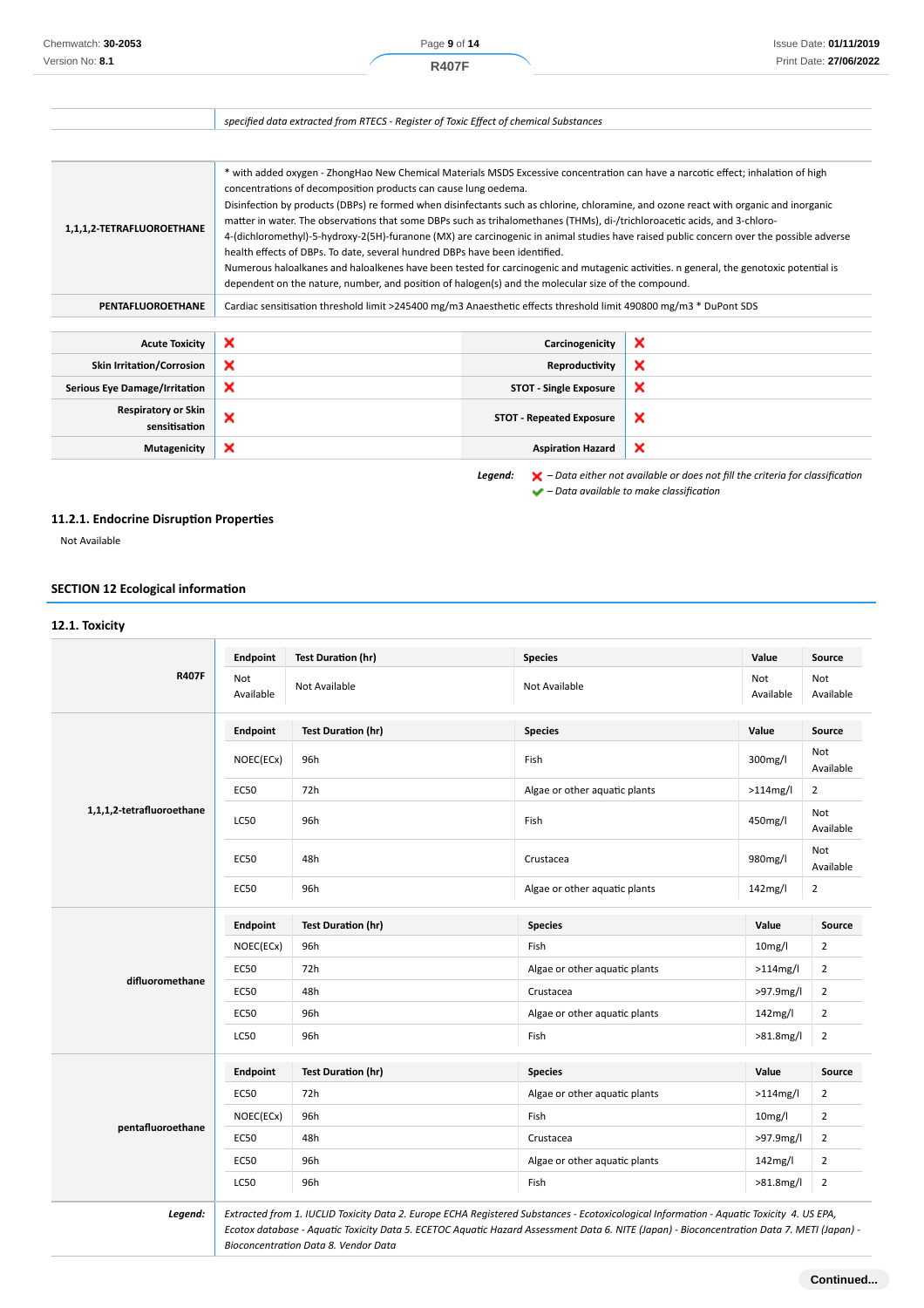| | |
|---|---|
| | *specified data extracted from RTECS - Register of Toxic Effect of chemical Substances* |

| | |
|---|---|
| **1,1,1,2-TETRAFLUOROETHANE** | * with added oxygen - ZhongHao New Chemical Materials MSDS Excessive concentration can have a narcotic effect; inhalation of high concentrations of decomposition products can cause lung oedema. Disinfection by products (DBPs) re formed when disinfectants such as chlorine, chloramine, and ozone react with organic and inorganic matter in water. The observations that some DBPs such as trihalomethanes (THMs), di-/trichloroacetic acids, and 3-chloro-4-(dichloromethyl)-5-hydroxy-2(5H)-furanone (MX) are carcinogenic in animal studies have raised public concern over the possible adverse health effects of DBPs. To date, several hundred DBPs have been identified. Numerous haloalkanes and haloalkenes have been tested for carcinogenic and mutagenic activities. n general, the genotoxic potential is dependent on the nature, number, and position of halogen(s) and the molecular size of the compound. |
| **PENTAFLUOROETHANE** | Cardiac sensitisation threshold limit >245400 mg/m3 Anaesthetic effects threshold limit 490800 mg/m3 * DuPont SDS |

| | | | |
|---|---|---|---|
| **Acute Toxicity** | ❌ | **Carcinogenicity** | ❌ |
| **Skin Irritation/Corrosion** | ❌ | **Reproductivity** | ❌ |
| **Serious Eye Damage/Irritation** | ❌ | **STOT - Single Exposure** | ❌ |
| **Respiratory or Skin sensitisation** | ❌ | **STOT - Repeated Exposure** | ❌ |
| **Mutagenicity** | ❌ | **Aspiration Hazard** | ❌ |

***Legend:*** ❌ *– Data either not available or does not fill the criteria for classification*
✔ *– Data available to make classification*

### 11.2.1. Endocrine Disruption Properties

Not Available

## SECTION 12 Ecological information

### 12.1. Toxicity

**R407F**

| Endpoint | Test Duration (hr) | Species | Value | Source |
|---|---|---|---|---|
| Not Available | Not Available | Not Available | Not Available | Not Available |

**1,1,1,2-tetrafluoroethane**

| Endpoint | Test Duration (hr) | Species | Value | Source |
|---|---|---|---|---|
| NOEC(ECx) | 96h | Fish | 300mg/l | Not Available |
| EC50 | 72h | Algae or other aquatic plants | >114mg/l | 2 |
| LC50 | 96h | Fish | 450mg/l | Not Available |
| EC50 | 48h | Crustacea | 980mg/l | Not Available |
| EC50 | 96h | Algae or other aquatic plants | 142mg/l | 2 |

**difluoromethane**

| Endpoint | Test Duration (hr) | Species | Value | Source |
|---|---|---|---|---|
| NOEC(ECx) | 96h | Fish | 10mg/l | 2 |
| EC50 | 72h | Algae or other aquatic plants | >114mg/l | 2 |
| EC50 | 48h | Crustacea | >97.9mg/l | 2 |
| EC50 | 96h | Algae or other aquatic plants | 142mg/l | 2 |
| LC50 | 96h | Fish | >81.8mg/l | 2 |

**pentafluoroethane**

| Endpoint | Test Duration (hr) | Species | Value | Source |
|---|---|---|---|---|
| EC50 | 72h | Algae or other aquatic plants | >114mg/l | 2 |
| NOEC(ECx) | 96h | Fish | 10mg/l | 2 |
| EC50 | 48h | Crustacea | >97.9mg/l | 2 |
| EC50 | 96h | Algae or other aquatic plants | 142mg/l | 2 |
| LC50 | 96h | Fish | >81.8mg/l | 2 |

***Legend:*** *Extracted from 1. IUCLID Toxicity Data 2. Europe ECHA Registered Substances - Ecotoxicological Information - Aquatic Toxicity 4. US EPA, Ecotox database - Aquatic Toxicity Data 5. ECETOC Aquatic Hazard Assessment Data 6. NITE (Japan) - Bioconcentration Data 7. METI (Japan) - Bioconcentration Data 8. Vendor Data*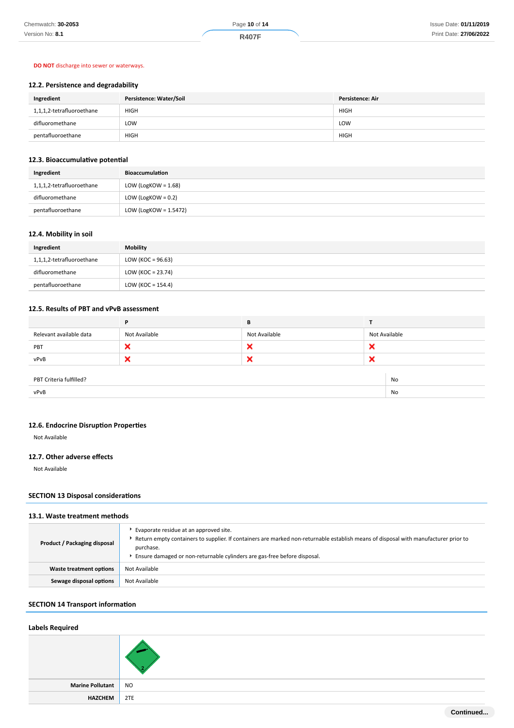**DO NOT** discharge into sewer or waterways.

### 12.2. Persistence and degradability

| Ingredient | Persistence: Water/Soil | Persistence: Air |
|---|---|---|
| 1,1,1,2-tetrafluoroethane | HIGH | HIGH |
| difluoromethane | LOW | LOW |
| pentafluoroethane | HIGH | HIGH |

### 12.3. Bioaccumulative potential

| Ingredient | Bioaccumulation |
|---|---|
| 1,1,1,2-tetrafluoroethane | LOW (LogKOW = 1.68) |
| difluoromethane | LOW (LogKOW = 0.2) |
| pentafluoroethane | LOW (LogKOW = 1.5472) |

### 12.4. Mobility in soil

| Ingredient | Mobility |
|---|---|
| 1,1,1,2-tetrafluoroethane | LOW (KOC = 96.63) |
| difluoromethane | LOW (KOC = 23.74) |
| pentafluoroethane | LOW (KOC = 154.4) |

### 12.5. Results of PBT and vPvB assessment

| | P | B | T |
|---|---|---|---|
| Relevant available data | Not Available | Not Available | Not Available |
| PBT | ✗ | ✗ | ✗ |
| vPvB | ✗ | ✗ | ✗ |

| | |
|---|---|
| PBT Criteria fulfilled? | No |
| vPvB | No |

### 12.6. Endocrine Disruption Properties

Not Available

### 12.7. Other adverse effects

Not Available

## SECTION 13 Disposal considerations

### 13.1. Waste treatment methods

| | |
|---|---|
| **Product / Packaging disposal** | - Evaporate residue at an approved site.<br>- Return empty containers to supplier. If containers are marked non-returnable establish means of disposal with manufacturer prior to purchase.<br>- Ensure damaged or non-returnable cylinders are gas-free before disposal. |
| **Waste treatment options** | Not Available |
| **Sewage disposal options** | Not Available |

## SECTION 14 Transport information

### Labels Required

| | |
|---|---|
| | |
| **Marine Pollutant** | NO |
| **HAZCHEM** | 2TE |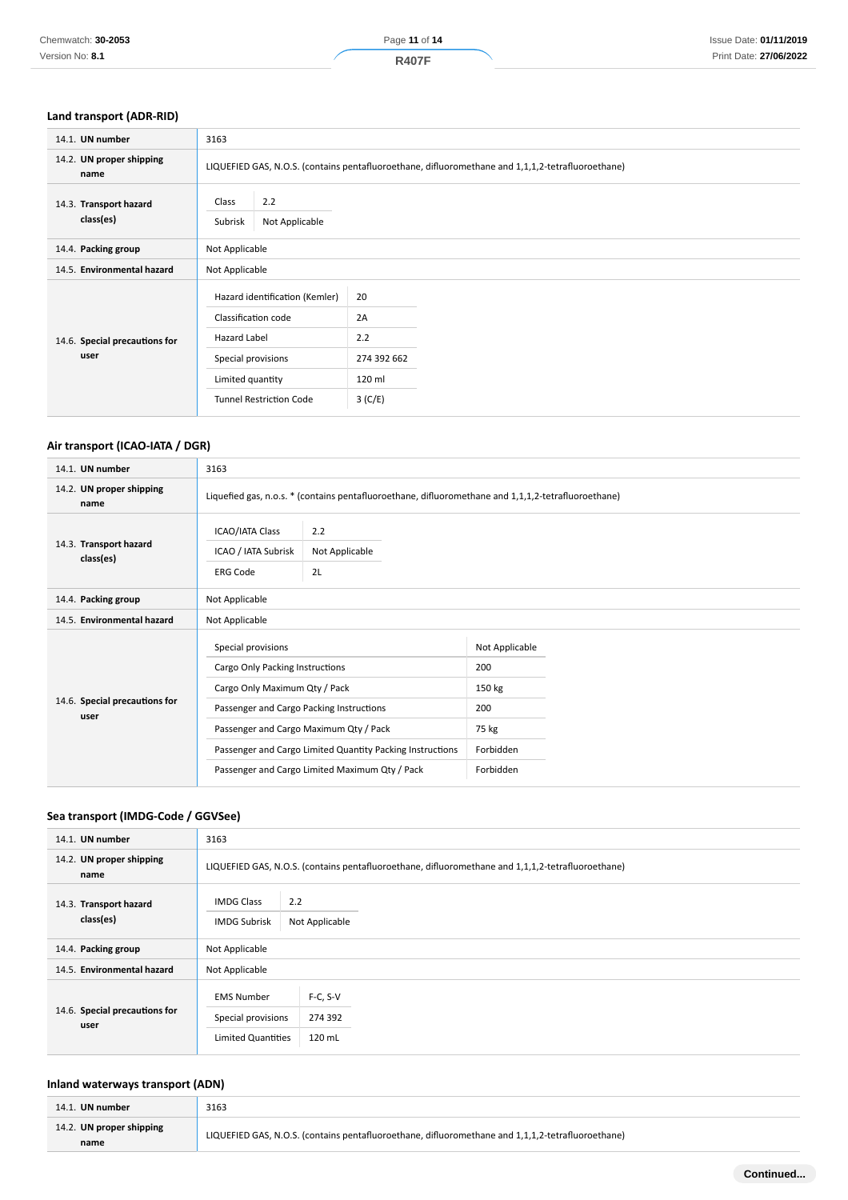### Land transport (ADR-RID)

| | |
|---|---|
| **14.1. UN number** | 3163 |
| **14.2. UN proper shipping name** | LIQUEFIED GAS, N.O.S. (contains pentafluoroethane, difluoromethane and 1,1,1,2-tetrafluoroethane) |
| **14.3. Transport hazard class(es)** | Class: 2.2<br>Subrisk: Not Applicable |
| **14.4. Packing group** | Not Applicable |
| **14.5. Environmental hazard** | Not Applicable |
| **14.6. Special precautions for user** | Hazard identification (Kemler): 20<br>Classification code: 2A<br>Hazard Label: 2.2<br>Special provisions: 274 392 662<br>Limited quantity: 120 ml<br>Tunnel Restriction Code: 3 (C/E) |

### Air transport (ICAO-IATA / DGR)

| | |
|---|---|
| **14.1. UN number** | 3163 |
| **14.2. UN proper shipping name** | Liquefied gas, n.o.s. * (contains pentafluoroethane, difluoromethane and 1,1,1,2-tetrafluoroethane) |
| **14.3. Transport hazard class(es)** | ICAO/IATA Class: 2.2<br>ICAO / IATA Subrisk: Not Applicable<br>ERG Code: 2L |
| **14.4. Packing group** | Not Applicable |
| **14.5. Environmental hazard** | Not Applicable |
| **14.6. Special precautions for user** | Special provisions: Not Applicable<br>Cargo Only Packing Instructions: 200<br>Cargo Only Maximum Qty / Pack: 150 kg<br>Passenger and Cargo Packing Instructions: 200<br>Passenger and Cargo Maximum Qty / Pack: 75 kg<br>Passenger and Cargo Limited Quantity Packing Instructions: Forbidden<br>Passenger and Cargo Limited Maximum Qty / Pack: Forbidden |

### Sea transport (IMDG-Code / GGVSee)

| | |
|---|---|
| **14.1. UN number** | 3163 |
| **14.2. UN proper shipping name** | LIQUEFIED GAS, N.O.S. (contains pentafluoroethane, difluoromethane and 1,1,1,2-tetrafluoroethane) |
| **14.3. Transport hazard class(es)** | IMDG Class: 2.2<br>IMDG Subrisk: Not Applicable |
| **14.4. Packing group** | Not Applicable |
| **14.5. Environmental hazard** | Not Applicable |
| **14.6. Special precautions for user** | EMS Number: F-C, S-V<br>Special provisions: 274 392<br>Limited Quantities: 120 mL |

### Inland waterways transport (ADN)

| | |
|---|---|
| **14.1. UN number** | 3163 |
| **14.2. UN proper shipping name** | LIQUEFIED GAS, N.O.S. (contains pentafluoroethane, difluoromethane and 1,1,1,2-tetrafluoroethane) |

Continued...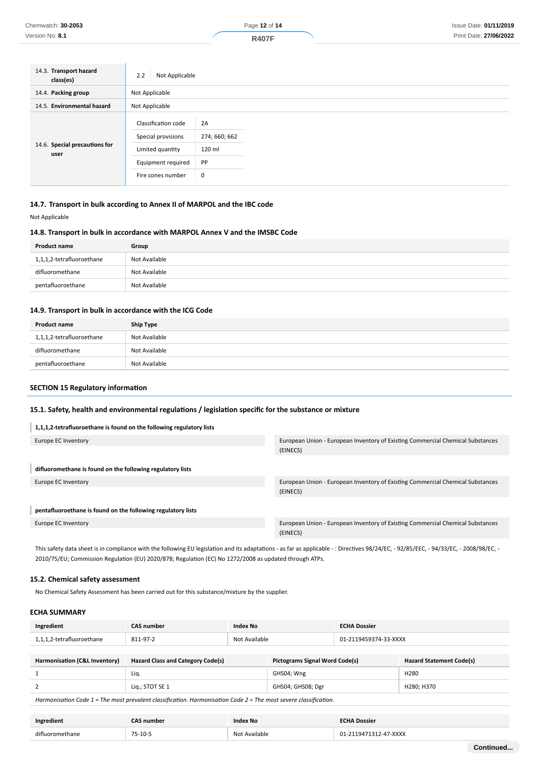| | |
|---|---|
| 14.3. **Transport hazard class(es)** | 2.2 \| Not Applicable |
| 14.4. **Packing group** | Not Applicable |
| 14.5. **Environmental hazard** | Not Applicable |
| 14.6. **Special precautions for user** | Classification code: 2A<br>Special provisions: 274; 660; 662<br>Limited quantity: 120 ml<br>Equipment required: PP<br>Fire cones number: 0 |

### 14.7. Transport in bulk according to Annex II of MARPOL and the IBC code

Not Applicable

### 14.8. Transport in bulk in accordance with MARPOL Annex V and the IMSBC Code

| Product name | Group |
|---|---|
| 1,1,1,2-tetrafluoroethane | Not Available |
| difluoromethane | Not Available |
| pentafluoroethane | Not Available |

### 14.9. Transport in bulk in accordance with the ICG Code

| Product name | Ship Type |
|---|---|
| 1,1,1,2-tetrafluoroethane | Not Available |
| difluoromethane | Not Available |
| pentafluoroethane | Not Available |

## SECTION 15 Regulatory information

### 15.1. Safety, health and environmental regulations / legislation specific for the substance or mixture

**1,1,1,2-tetrafluoroethane is found on the following regulatory lists**

| | |
|---|---|
| Europe EC Inventory | European Union - European Inventory of Existing Commercial Chemical Substances (EINECS) |

**difluoromethane is found on the following regulatory lists**

| | |
|---|---|
| Europe EC Inventory | European Union - European Inventory of Existing Commercial Chemical Substances (EINECS) |

**pentafluoroethane is found on the following regulatory lists**

| | |
|---|---|
| Europe EC Inventory | European Union - European Inventory of Existing Commercial Chemical Substances (EINECS) |

This safety data sheet is in compliance with the following EU legislation and its adaptations - as far as applicable - : Directives 98/24/EC, - 92/85/EEC, - 94/33/EC, - 2008/98/EC, - 2010/75/EU; Commission Regulation (EU) 2020/878; Regulation (EC) No 1272/2008 as updated through ATPs.

### 15.2. Chemical safety assessment

No Chemical Safety Assessment has been carried out for this substance/mixture by the supplier.

### ECHA SUMMARY

| Ingredient | CAS number | Index No | ECHA Dossier |
|---|---|---|---|
| 1,1,1,2-tetrafluoroethane | 811-97-2 | Not Available | 01-2119459374-33-XXXX |

| Harmonisation (C&L Inventory) | Hazard Class and Category Code(s) | Pictograms Signal Word Code(s) | Hazard Statement Code(s) |
|---|---|---|---|
| 1 | Liq. | GHS04; Wng | H280 |
| 2 | Liq.; STOT SE 1 | GHS04; GHS08; Dgr | H280; H370 |

*Harmonisation Code 1 = The most prevalent classification. Harmonisation Code 2 = The most severe classification.*

| Ingredient | CAS number | Index No | ECHA Dossier |
|---|---|---|---|
| difluoromethane | 75-10-5 | Not Available | 01-2119471312-47-XXXX |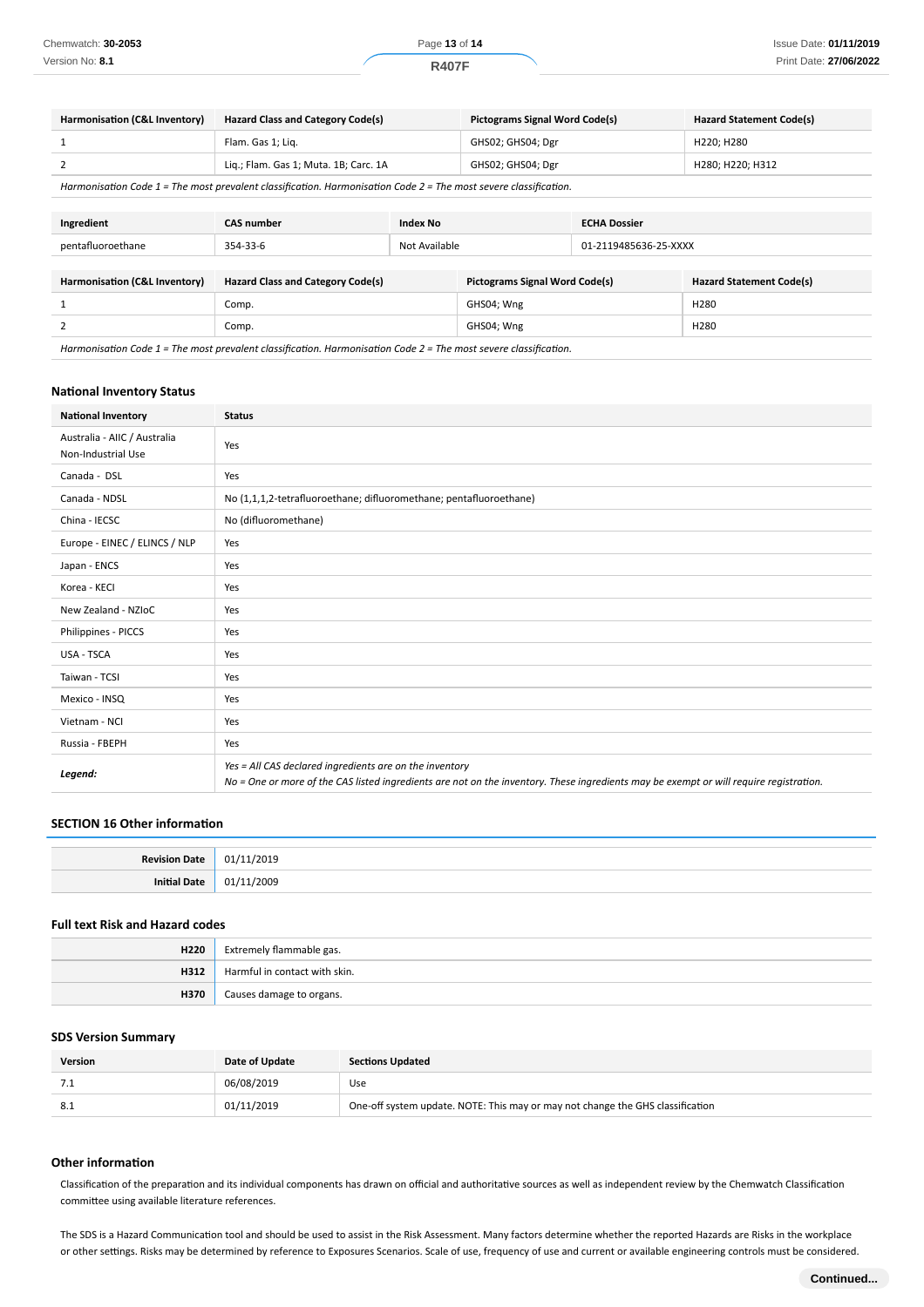| Harmonisation (C&L Inventory) | Hazard Class and Category Code(s) | Pictograms Signal Word Code(s) | Hazard Statement Code(s) |
|---|---|---|---|
| 1 | Flam. Gas 1; Liq. | GHS02; GHS04; Dgr | H220; H280 |
| 2 | Liq.; Flam. Gas 1; Muta. 1B; Carc. 1A | GHS02; GHS04; Dgr | H280; H220; H312 |

*Harmonisation Code 1 = The most prevalent classification. Harmonisation Code 2 = The most severe classification.*

| Ingredient | CAS number | Index No | ECHA Dossier |
|---|---|---|---|
| pentafluoroethane | 354-33-6 | Not Available | 01-2119485636-25-XXXX |

| Harmonisation (C&L Inventory) | Hazard Class and Category Code(s) | Pictograms Signal Word Code(s) | Hazard Statement Code(s) |
|---|---|---|---|
| 1 | Comp. | GHS04; Wng | H280 |
| 2 | Comp. | GHS04; Wng | H280 |

*Harmonisation Code 1 = The most prevalent classification. Harmonisation Code 2 = The most severe classification.*

### National Inventory Status

| National Inventory | Status |
|---|---|
| Australia - AIIC / Australia Non-Industrial Use | Yes |
| Canada - DSL | Yes |
| Canada - NDSL | No (1,1,1,2-tetrafluoroethane; difluoromethane; pentafluoroethane) |
| China - IECSC | No (difluoromethane) |
| Europe - EINEC / ELINCS / NLP | Yes |
| Japan - ENCS | Yes |
| Korea - KECI | Yes |
| New Zealand - NZIoC | Yes |
| Philippines - PICCS | Yes |
| USA - TSCA | Yes |
| Taiwan - TCSI | Yes |
| Mexico - INSQ | Yes |
| Vietnam - NCI | Yes |
| Russia - FBEPH | Yes |
| ***Legend:*** | *Yes = All CAS declared ingredients are on the inventory*<br>*No = One or more of the CAS listed ingredients are not on the inventory. These ingredients may be exempt or will require registration.* |

## SECTION 16 Other information

| | |
|---|---|
| **Revision Date** | 01/11/2019 |
| **Initial Date** | 01/11/2009 |

### Full text Risk and Hazard codes

| | |
|---|---|
| **H220** | Extremely flammable gas. |
| **H312** | Harmful in contact with skin. |
| **H370** | Causes damage to organs. |

### SDS Version Summary

| Version | Date of Update | Sections Updated |
|---|---|---|
| 7.1 | 06/08/2019 | Use |
| 8.1 | 01/11/2019 | One-off system update. NOTE: This may or may not change the GHS classification |

### Other information

Classification of the preparation and its individual components has drawn on official and authoritative sources as well as independent review by the Chemwatch Classification committee using available literature references.

The SDS is a Hazard Communication tool and should be used to assist in the Risk Assessment. Many factors determine whether the reported Hazards are Risks in the workplace or other settings. Risks may be determined by reference to Exposures Scenarios. Scale of use, frequency of use and current or available engineering controls must be considered.

**Continued...**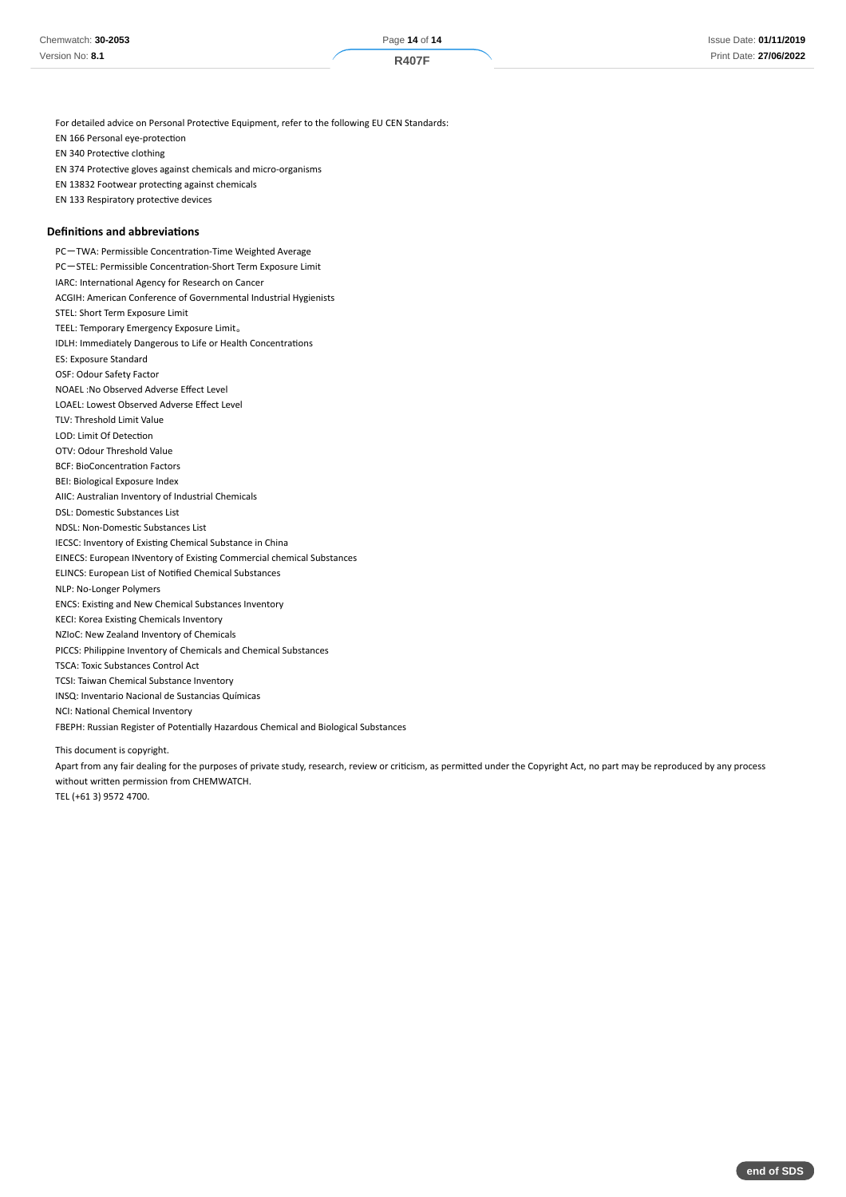For detailed advice on Personal Protective Equipment, refer to the following EU CEN Standards:

EN 166 Personal eye-protection

EN 340 Protective clothing

EN 374 Protective gloves against chemicals and micro-organisms

EN 13832 Footwear protecting against chemicals

EN 133 Respiratory protective devices

### Definitions and abbreviations

PC—TWA: Permissible Concentration-Time Weighted Average

PC—STEL: Permissible Concentration-Short Term Exposure Limit

IARC: International Agency for Research on Cancer

ACGIH: American Conference of Governmental Industrial Hygienists

STEL: Short Term Exposure Limit

TEEL: Temporary Emergency Exposure Limit。

IDLH: Immediately Dangerous to Life or Health Concentrations

ES: Exposure Standard

OSF: Odour Safety Factor

NOAEL :No Observed Adverse Effect Level

LOAEL: Lowest Observed Adverse Effect Level

TLV: Threshold Limit Value

LOD: Limit Of Detection

OTV: Odour Threshold Value

BCF: BioConcentration Factors

BEI: Biological Exposure Index

AIIC: Australian Inventory of Industrial Chemicals

DSL: Domestic Substances List

NDSL: Non-Domestic Substances List

IECSC: Inventory of Existing Chemical Substance in China

EINECS: European INventory of Existing Commercial chemical Substances

ELINCS: European List of Notified Chemical Substances

NLP: No-Longer Polymers

ENCS: Existing and New Chemical Substances Inventory

KECI: Korea Existing Chemicals Inventory

NZIoC: New Zealand Inventory of Chemicals

PICCS: Philippine Inventory of Chemicals and Chemical Substances

TSCA: Toxic Substances Control Act

TCSI: Taiwan Chemical Substance Inventory

INSQ: Inventario Nacional de Sustancias Químicas

NCI: National Chemical Inventory

FBEPH: Russian Register of Potentially Hazardous Chemical and Biological Substances

This document is copyright.

Apart from any fair dealing for the purposes of private study, research, review or criticism, as permitted under the Copyright Act, no part may be reproduced by any process without written permission from CHEMWATCH.

TEL (+61 3) 9572 4700.

**end of SDS**